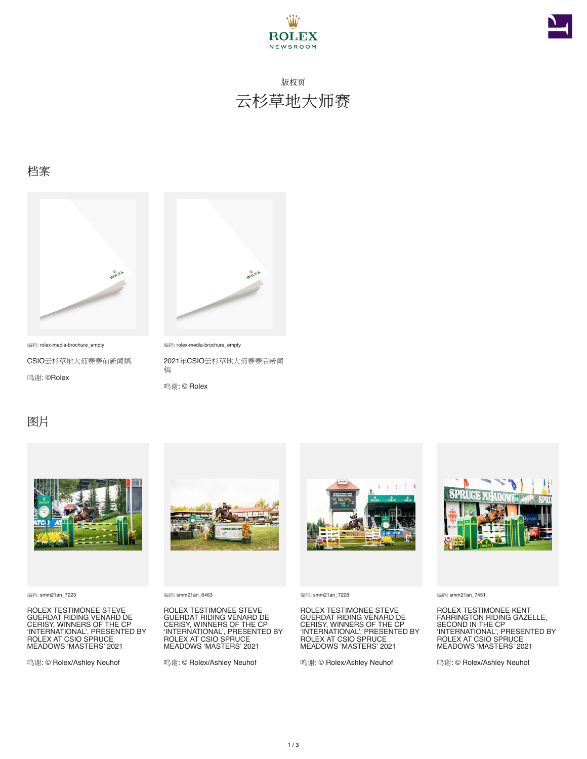版权页

# 云杉草地大师赛

## 档案

编码: rolex-media-brochure_empty

CSIO云杉草地大师赛赛前新闻稿

鸣谢: ©Rolex

编码: rolex-media-brochure_empty

2021年CSIO云杉草地大师赛赛后新闻稿

鸣谢: © Rolex

## 图片

编码: smm21an_7223

ROLEX TESTIMONEE STEVE GUERDAT RIDING VENARD DE CERISY, WINNERS OF THE CP 'INTERNATIONAL', PRESENTED BY ROLEX AT CSIO SPRUCE MEADOWS 'MASTERS' 2021

鸣谢: © Rolex/Ashley Neuhof

编码: smm21an_6463

ROLEX TESTIMONEE STEVE GUERDAT RIDING VENARD DE CERISY, WINNERS OF THE CP 'INTERNATIONAL', PRESENTED BY ROLEX AT CSIO SPRUCE MEADOWS 'MASTERS' 2021

鸣谢: © Rolex/Ashley Neuhof

编码: smm21an_7228

ROLEX TESTIMONEE STEVE GUERDAT RIDING VENARD DE CERISY, WINNERS OF THE CP 'INTERNATIONAL', PRESENTED BY ROLEX AT CSIO SPRUCE MEADOWS 'MASTERS' 2021

鸣谢: © Rolex/Ashley Neuhof

编码: smm21an_7451

ROLEX TESTIMONEE KENT FARRINGTON RIDING GAZELLE, SECOND IN THE CP 'INTERNATIONAL', PRESENTED BY ROLEX AT CSIO SPRUCE MEADOWS 'MASTERS' 2021

鸣谢: © Rolex/Ashley Neuhof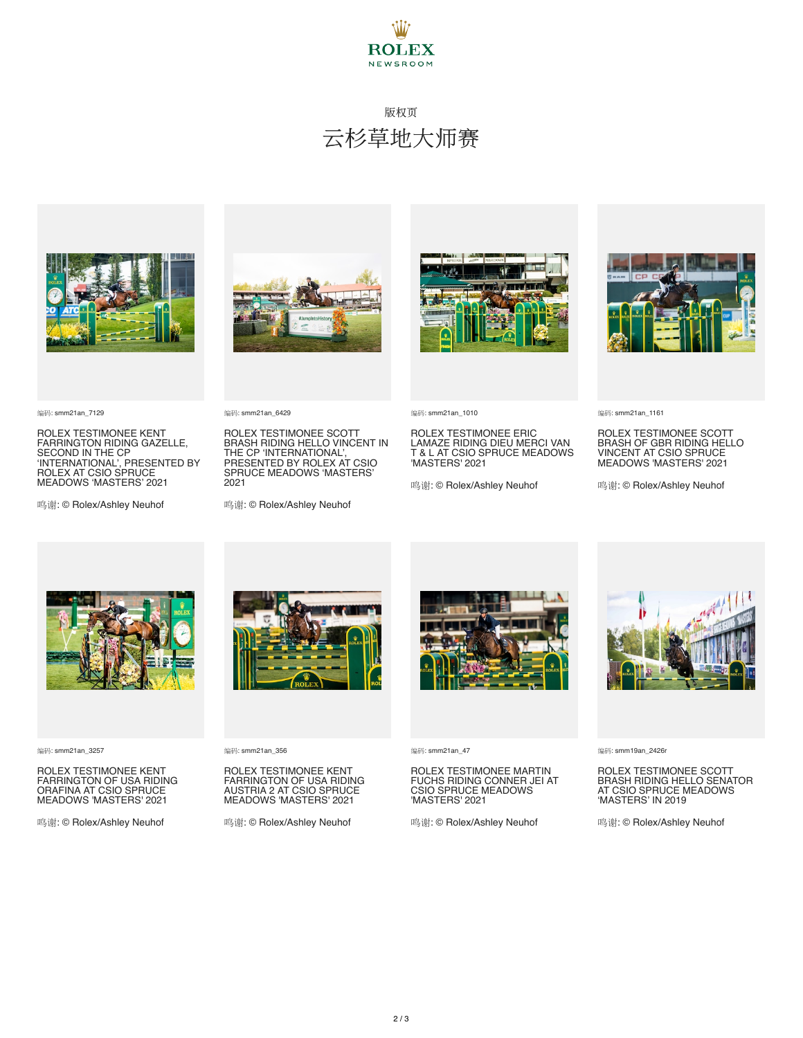ROLEX NEWSROOM

版权页

# 云杉草地大师赛

编码: smm21an_7129

ROLEX TESTIMONEE KENT FARRINGTON RIDING GAZELLE, SECOND IN THE CP 'INTERNATIONAL', PRESENTED BY ROLEX AT CSIO SPRUCE MEADOWS 'MASTERS' 2021

鸣谢: © Rolex/Ashley Neuhof

编码: smm21an_6429

ROLEX TESTIMONEE SCOTT BRASH RIDING HELLO VINCENT IN THE CP 'INTERNATIONAL', PRESENTED BY ROLEX AT CSIO SPRUCE MEADOWS 'MASTERS' 2021

鸣谢: © Rolex/Ashley Neuhof

编码: smm21an_1010

ROLEX TESTIMONEE ERIC LAMAZE RIDING DIEU MERCI VAN T & L AT CSIO SPRUCE MEADOWS 'MASTERS' 2021

鸣谢: © Rolex/Ashley Neuhof

编码: smm21an_1161

ROLEX TESTIMONEE SCOTT BRASH OF GBR RIDING HELLO VINCENT AT CSIO SPRUCE MEADOWS 'MASTERS' 2021

鸣谢: © Rolex/Ashley Neuhof

编码: smm21an_3257

ROLEX TESTIMONEE KENT FARRINGTON OF USA RIDING ORAFINA AT CSIO SPRUCE MEADOWS 'MASTERS' 2021

鸣谢: © Rolex/Ashley Neuhof

编码: smm21an_356

ROLEX TESTIMONEE KENT FARRINGTON OF USA RIDING AUSTRIA 2 AT CSIO SPRUCE MEADOWS 'MASTERS' 2021

鸣谢: © Rolex/Ashley Neuhof

编码: smm21an_47

ROLEX TESTIMONEE MARTIN FUCHS RIDING CONNER JEI AT CSIO SPRUCE MEADOWS 'MASTERS' 2021

鸣谢: © Rolex/Ashley Neuhof

编码: smm19an_2426r

ROLEX TESTIMONEE SCOTT BRASH RIDING HELLO SENATOR AT CSIO SPRUCE MEADOWS 'MASTERS' IN 2019

鸣谢: © Rolex/Ashley Neuhof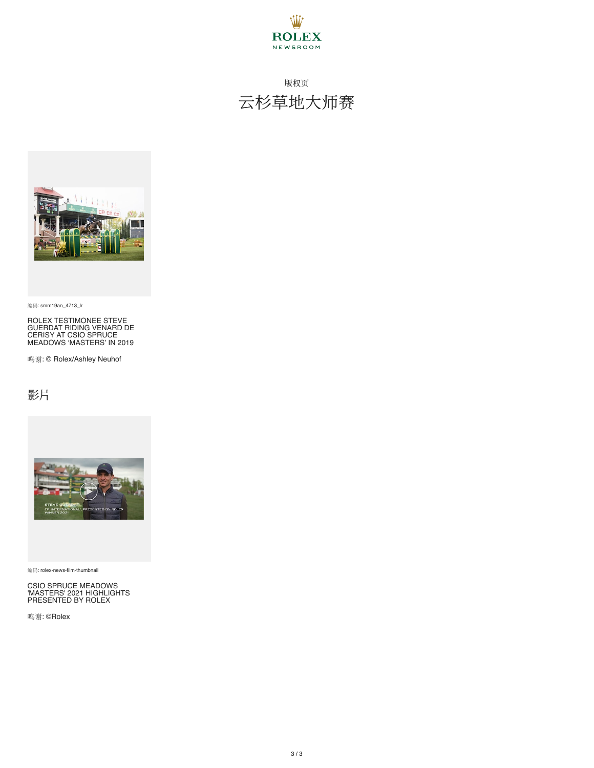版权页

# 云杉草地大师赛

编码: smm19an_4713_lr

ROLEX TESTIMONEE STEVE GUERDAT RIDING VENARD DE CERISY AT CSIO SPRUCE MEADOWS 'MASTERS' IN 2019

鸣谢: © Rolex/Ashley Neuhof

## 影片

编码: rolex-news-film-thumbnail

CSIO SPRUCE MEADOWS 'MASTERS' 2021 HIGHLIGHTS PRESENTED BY ROLEX

鸣谢: ©Rolex